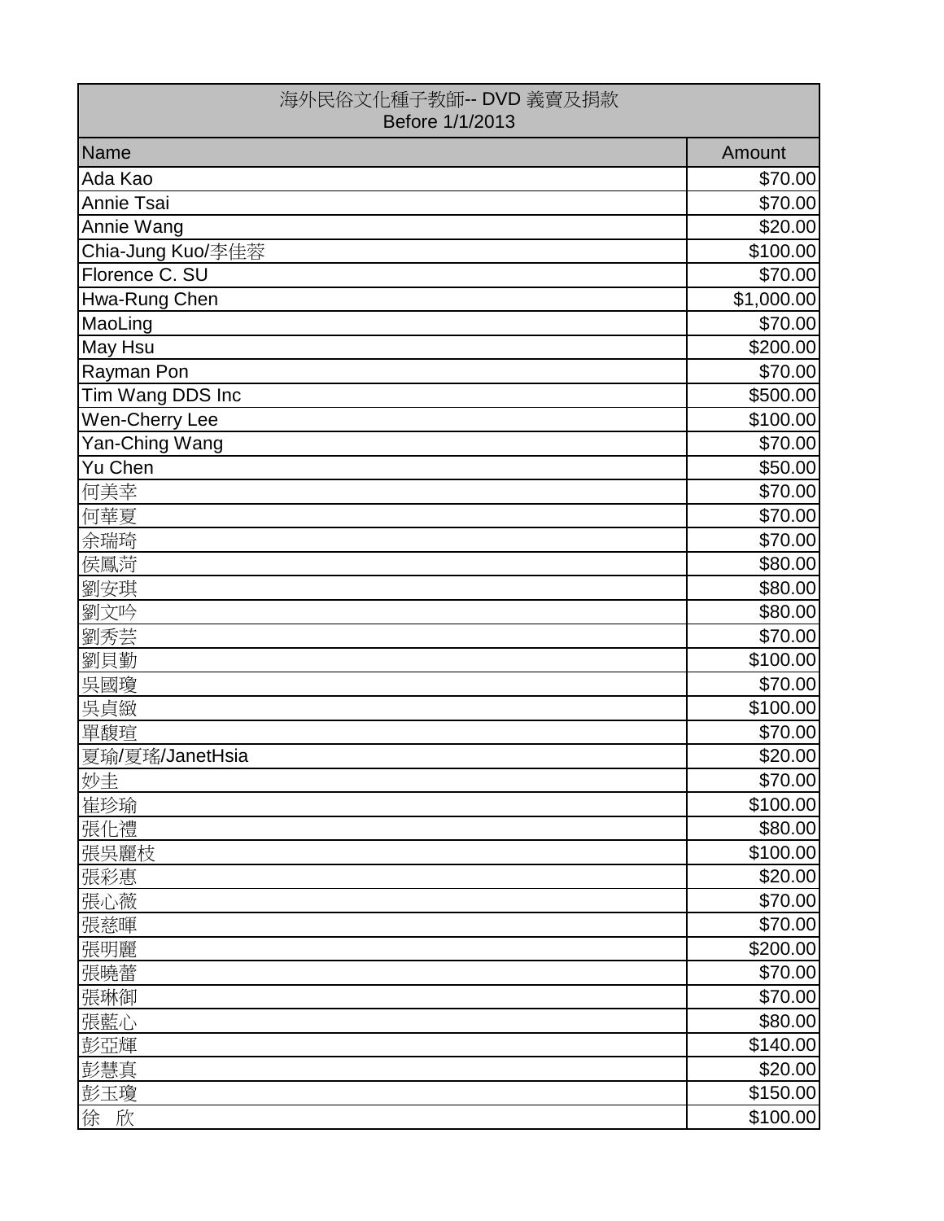| 海外民俗文化種子教師-- DVD 義賣及捐款<br>Before 1/1/2013 | |
|---|---|
| Name | Amount |
| Ada Kao | $70.00 |
| Annie Tsai | $70.00 |
| Annie Wang | $20.00 |
| Chia-Jung Kuo/李佳蓉 | $100.00 |
| Florence C. SU | $70.00 |
| Hwa-Rung Chen | $1,000.00 |
| MaoLing | $70.00 |
| May Hsu | $200.00 |
| Rayman Pon | $70.00 |
| Tim Wang DDS Inc | $500.00 |
| Wen-Cherry Lee | $100.00 |
| Yan-Ching Wang | $70.00 |
| Yu Chen | $50.00 |
| 何美幸 | $70.00 |
| 何華夏 | $70.00 |
| 余瑞琦 | $70.00 |
| 侯鳳菏 | $80.00 |
| 劉安琪 | $80.00 |
| 劉文吟 | $80.00 |
| 劉秀芸 | $70.00 |
| 劉貝勤 | $100.00 |
| 吳國瓊 | $70.00 |
| 吳貞緻 | $100.00 |
| 單馥瑄 | $70.00 |
| 夏瑜/夏瑤/JanetHsia | $20.00 |
| 妙圭 | $70.00 |
| 崔珍瑜 | $100.00 |
| 張化禮 | $80.00 |
| 張吳麗枝 | $100.00 |
| 張彩惠 | $20.00 |
| 張心薇 | $70.00 |
| 張慈暉 | $70.00 |
| 張明麗 | $200.00 |
| 張曉蕾 | $70.00 |
| 張琳御 | $70.00 |
| 張藍心 | $80.00 |
| 彭亞輝 | $140.00 |
| 彭慧真 | $20.00 |
| 彭玉瓊 | $150.00 |
| 徐 欣 | $100.00 |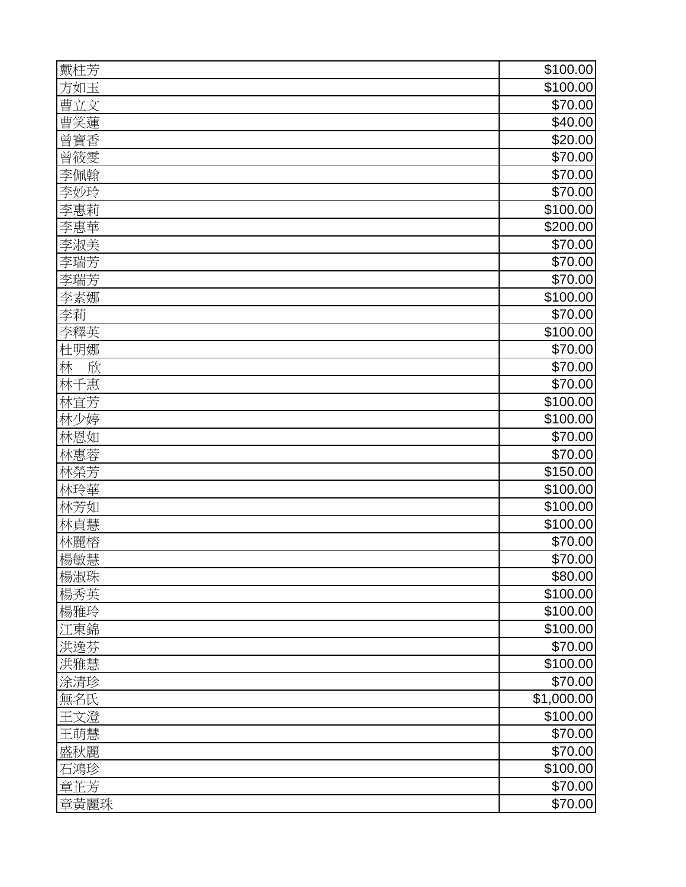| | |
|---|---|
| 戴杜芳 | $100.00 |
| 方如玉 | $100.00 |
| 曹立文 | $70.00 |
| 曹笑蓮 | $40.00 |
| 曾寶香 | $20.00 |
| 曾筱雯 | $70.00 |
| 李佩翰 | $70.00 |
| 李妙玲 | $70.00 |
| 李惠莉 | $100.00 |
| 李惠華 | $200.00 |
| 李淑美 | $70.00 |
| 李瑞芳 | $70.00 |
| 李瑞芳 | $70.00 |
| 李素娜 | $100.00 |
| 李莉 | $70.00 |
| 李釋英 | $100.00 |
| 杜明娜 | $70.00 |
| 林　欣 | $70.00 |
| 林千惠 | $70.00 |
| 林宜芳 | $100.00 |
| 林少婷 | $100.00 |
| 林恩如 | $70.00 |
| 林惠蓉 | $70.00 |
| 林榮芳 | $150.00 |
| 林玲華 | $100.00 |
| 林芳如 | $100.00 |
| 林貞慧 | $100.00 |
| 林麗榕 | $70.00 |
| 楊敏慧 | $70.00 |
| 楊淑珠 | $80.00 |
| 楊秀英 | $100.00 |
| 楊雅玲 | $100.00 |
| 江東錦 | $100.00 |
| 洪逸芬 | $70.00 |
| 洪雅慧 | $100.00 |
| 涂清珍 | $70.00 |
| 無名氏 | $1,000.00 |
| 王文澄 | $100.00 |
| 王萌慧 | $70.00 |
| 盛秋麗 | $70.00 |
| 石鴻珍 | $100.00 |
| 章芷芳 | $70.00 |
| 章黃麗珠 | $70.00 |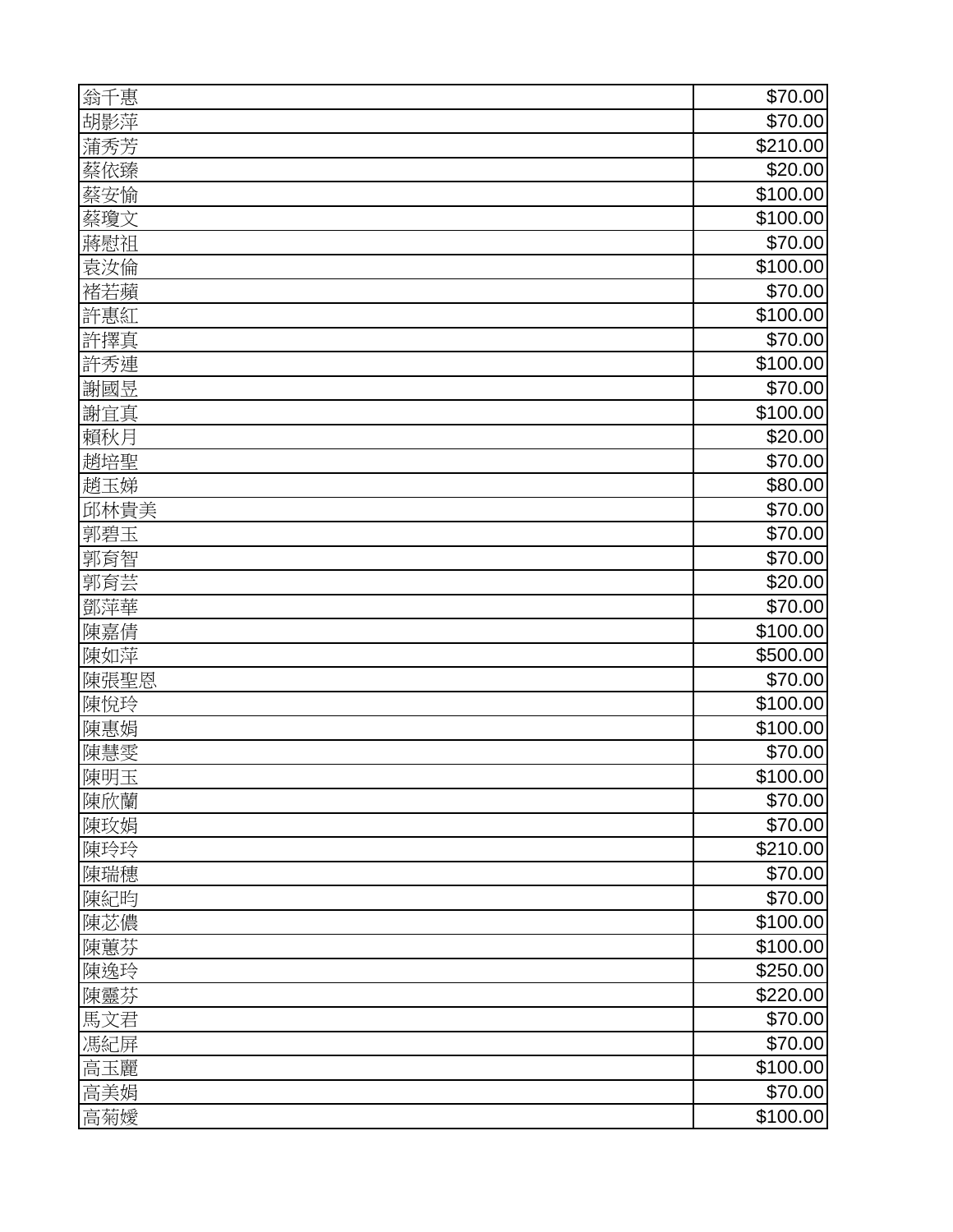| | |
|---|---|
| 翁千惠 | $70.00 |
| 胡影萍 | $70.00 |
| 蒲秀芳 | $210.00 |
| 蔡依臻 | $20.00 |
| 蔡安愉 | $100.00 |
| 蔡瓊文 | $100.00 |
| 蔣慰祖 | $70.00 |
| 袁汝倫 | $100.00 |
| 褚若蘋 | $70.00 |
| 許惠紅 | $100.00 |
| 許擇真 | $70.00 |
| 許秀連 | $100.00 |
| 謝國昱 | $70.00 |
| 謝宜真 | $100.00 |
| 賴秋月 | $20.00 |
| 趙培聖 | $70.00 |
| 趙玉娣 | $80.00 |
| 邱林貴美 | $70.00 |
| 郭碧玉 | $70.00 |
| 郭育智 | $70.00 |
| 郭育芸 | $20.00 |
| 鄧萍華 | $70.00 |
| 陳嘉倩 | $100.00 |
| 陳如萍 | $500.00 |
| 陳張聖恩 | $70.00 |
| 陳悅玲 | $100.00 |
| 陳惠娟 | $100.00 |
| 陳慧雯 | $70.00 |
| 陳明玉 | $100.00 |
| 陳欣蘭 | $70.00 |
| 陳玫娟 | $70.00 |
| 陳玲玲 | $210.00 |
| 陳瑞穗 | $70.00 |
| 陳紀昀 | $70.00 |
| 陳苾儂 | $100.00 |
| 陳蕙芬 | $100.00 |
| 陳逸玲 | $250.00 |
| 陳靈芬 | $220.00 |
| 馬文君 | $70.00 |
| 馮紀屏 | $70.00 |
| 高玉麗 | $100.00 |
| 高美娟 | $70.00 |
| 高菊嫚 | $100.00 |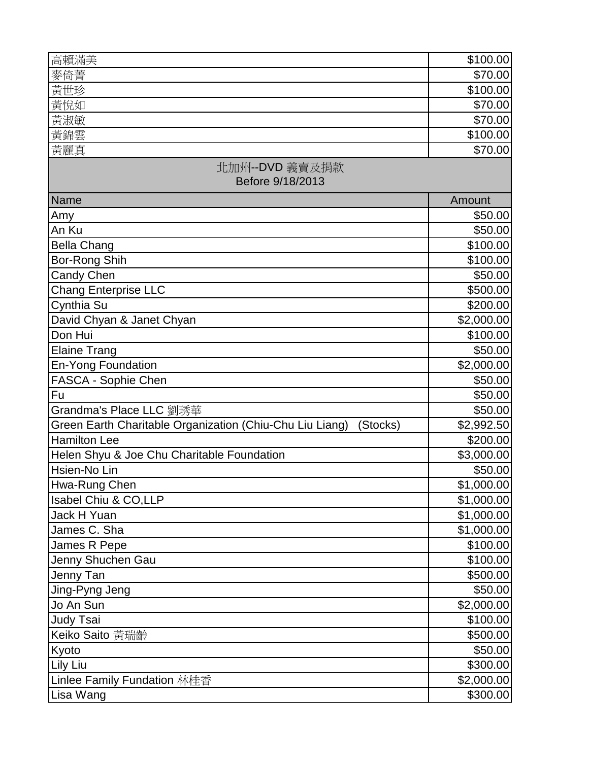| | |
|---|---|
| 高賴滿美 | $100.00 |
| 麥倚菁 | $70.00 |
| 黃世珍 | $100.00 |
| 黃悅如 | $70.00 |
| 黃淑敏 | $70.00 |
| 黃錦雲 | $100.00 |
| 黃麗真 | $70.00 |

## 北加州--DVD 義賣及捐款
Before 9/18/2013

| Name | Amount |
|---|---|
| Amy | $50.00 |
| An Ku | $50.00 |
| Bella Chang | $100.00 |
| Bor-Rong Shih | $100.00 |
| Candy Chen | $50.00 |
| Chang Enterprise LLC | $500.00 |
| Cynthia Su | $200.00 |
| David Chyan & Janet Chyan | $2,000.00 |
| Don Hui | $100.00 |
| Elaine Trang | $50.00 |
| En-Yong Foundation | $2,000.00 |
| FASCA - Sophie Chen | $50.00 |
| Fu | $50.00 |
| Grandma's Place LLC 劉琇華 | $50.00 |
| Green Earth Charitable Organization (Chiu-Chu Liu Liang) (Stocks) | $2,992.50 |
| Hamilton Lee | $200.00 |
| Helen Shyu & Joe Chu Charitable Foundation | $3,000.00 |
| Hsien-No Lin | $50.00 |
| Hwa-Rung Chen | $1,000.00 |
| Isabel Chiu & CO,LLP | $1,000.00 |
| Jack H Yuan | $1,000.00 |
| James C. Sha | $1,000.00 |
| James R Pepe | $100.00 |
| Jenny Shuchen Gau | $100.00 |
| Jenny Tan | $500.00 |
| Jing-Pyng Jeng | $50.00 |
| Jo An Sun | $2,000.00 |
| Judy Tsai | $100.00 |
| Keiko Saito 黃瑞齡 | $500.00 |
| Kyoto | $50.00 |
| Lily Liu | $300.00 |
| Linlee Family Fundation 林桂香 | $2,000.00 |
| Lisa Wang | $300.00 |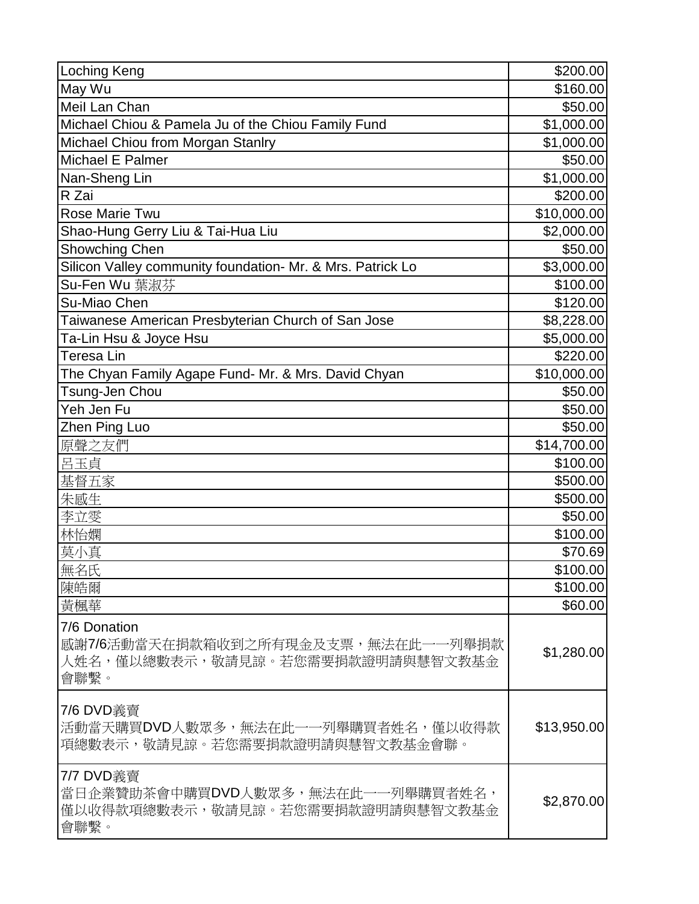| | |
|---|---|
| Loching Keng | $200.00 |
| May Wu | $160.00 |
| Meil Lan Chan | $50.00 |
| Michael Chiou & Pamela Ju of the Chiou Family Fund | $1,000.00 |
| Michael Chiou from Morgan Stanlry | $1,000.00 |
| Michael E Palmer | $50.00 |
| Nan-Sheng Lin | $1,000.00 |
| R Zai | $200.00 |
| Rose Marie Twu | $10,000.00 |
| Shao-Hung Gerry Liu & Tai-Hua Liu | $2,000.00 |
| Showching Chen | $50.00 |
| Silicon Valley community foundation- Mr. & Mrs. Patrick Lo | $3,000.00 |
| Su-Fen Wu 葉淑芬 | $100.00 |
| Su-Miao Chen | $120.00 |
| Taiwanese American Presbyterian Church of San Jose | $8,228.00 |
| Ta-Lin Hsu & Joyce Hsu | $5,000.00 |
| Teresa Lin | $220.00 |
| The Chyan Family Agape Fund- Mr. & Mrs. David Chyan | $10,000.00 |
| Tsung-Jen Chou | $50.00 |
| Yeh Jen Fu | $50.00 |
| Zhen Ping Luo | $50.00 |
| 原聲之友們 | $14,700.00 |
| 呂玉貞 | $100.00 |
| 基督五家 | $500.00 |
| 朱感生 | $500.00 |
| 李立雯 | $50.00 |
| 林怡嫺 | $100.00 |
| 莫小真 | $70.69 |
| 無名氏 | $100.00 |
| 陳皓爾 | $100.00 |
| 黃楓華 | $60.00 |
| 7/6 Donation<br>感謝7/6活動當天在捐款箱收到之所有現金及支票，無法在此一一列舉捐款人姓名，僅以總數表示，敬請見諒。若您需要捐款證明請與慧智文教基金會聯繫。 | $1,280.00 |
| 7/6 DVD義賣<br>活動當天購買DVD人數眾多，無法在此一一列舉購買者姓名，僅以收得款項總數表示，敬請見諒。若您需要捐款證明請與慧智文教基金會聯。 | $13,950.00 |
| 7/7 DVD義賣<br>當日企業贊助茶會中購買DVD人數眾多，無法在此一一列舉購買者姓名，僅以收得款項總數表示，敬請見諒。若您需要捐款證明請與慧智文教基金會聯繫。 | $2,870.00 |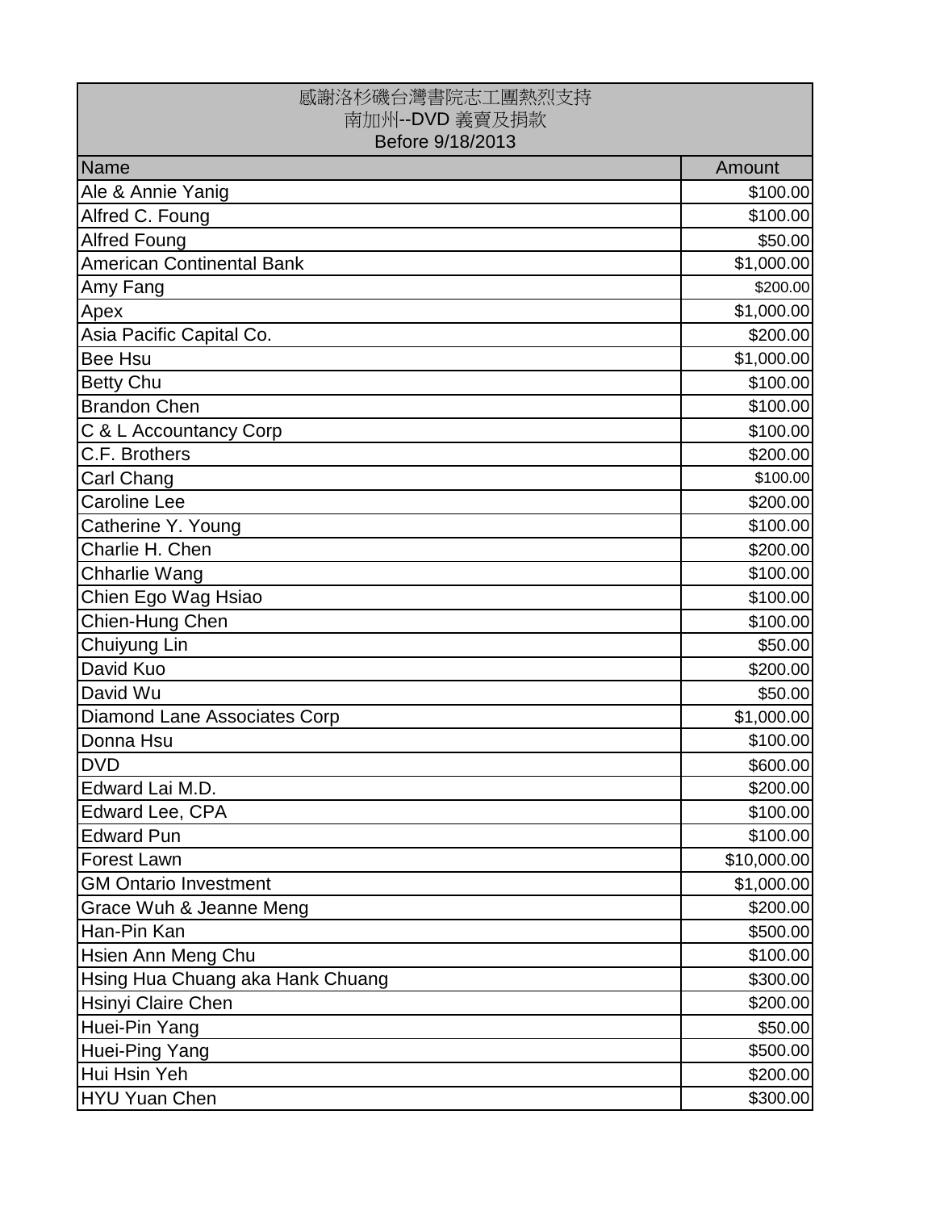| 感謝洛杉磯台灣書院志工團熱烈支持<br>南加州--DVD 義賣及捐款<br>Before 9/18/2013 | |
|---|---|
| Name | Amount |
| Ale & Annie Yanig | $100.00 |
| Alfred C. Foung | $100.00 |
| Alfred Foung | $50.00 |
| American Continental Bank | $1,000.00 |
| Amy Fang | $200.00 |
| Apex | $1,000.00 |
| Asia Pacific Capital Co. | $200.00 |
| Bee Hsu | $1,000.00 |
| Betty Chu | $100.00 |
| Brandon Chen | $100.00 |
| C & L Accountancy Corp | $100.00 |
| C.F. Brothers | $200.00 |
| Carl Chang | $100.00 |
| Caroline Lee | $200.00 |
| Catherine Y. Young | $100.00 |
| Charlie H. Chen | $200.00 |
| Chharlie Wang | $100.00 |
| Chien Ego Wag Hsiao | $100.00 |
| Chien-Hung Chen | $100.00 |
| Chuiyung Lin | $50.00 |
| David Kuo | $200.00 |
| David Wu | $50.00 |
| Diamond Lane Associates Corp | $1,000.00 |
| Donna Hsu | $100.00 |
| DVD | $600.00 |
| Edward Lai M.D. | $200.00 |
| Edward Lee, CPA | $100.00 |
| Edward Pun | $100.00 |
| Forest Lawn | $10,000.00 |
| GM Ontario Investment | $1,000.00 |
| Grace Wuh & Jeanne Meng | $200.00 |
| Han-Pin Kan | $500.00 |
| Hsien Ann Meng Chu | $100.00 |
| Hsing Hua Chuang aka Hank Chuang | $300.00 |
| Hsinyi Claire Chen | $200.00 |
| Huei-Pin Yang | $50.00 |
| Huei-Ping Yang | $500.00 |
| Hui Hsin Yeh | $200.00 |
| HYU Yuan Chen | $300.00 |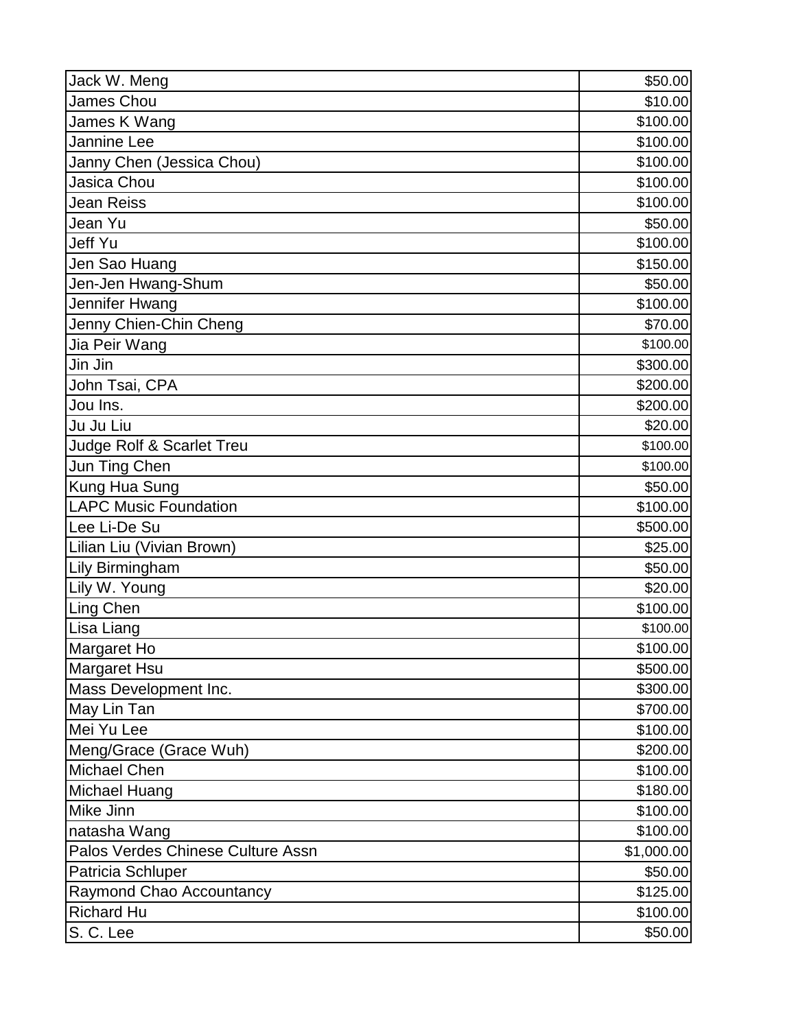| | |
|---|---|
| Jack W. Meng | $50.00 |
| James Chou | $10.00 |
| James K Wang | $100.00 |
| Jannine Lee | $100.00 |
| Janny Chen (Jessica Chou) | $100.00 |
| Jasica Chou | $100.00 |
| Jean Reiss | $100.00 |
| Jean Yu | $50.00 |
| Jeff Yu | $100.00 |
| Jen Sao Huang | $150.00 |
| Jen-Jen Hwang-Shum | $50.00 |
| Jennifer Hwang | $100.00 |
| Jenny Chien-Chin Cheng | $70.00 |
| Jia Peir Wang | $100.00 |
| Jin Jin | $300.00 |
| John Tsai, CPA | $200.00 |
| Jou Ins. | $200.00 |
| Ju Ju Liu | $20.00 |
| Judge Rolf & Scarlet Treu | $100.00 |
| Jun Ting Chen | $100.00 |
| Kung Hua Sung | $50.00 |
| LAPC Music Foundation | $100.00 |
| Lee Li-De Su | $500.00 |
| Lilian Liu (Vivian Brown) | $25.00 |
| Lily Birmingham | $50.00 |
| Lily W. Young | $20.00 |
| Ling Chen | $100.00 |
| Lisa Liang | $100.00 |
| Margaret Ho | $100.00 |
| Margaret Hsu | $500.00 |
| Mass Development Inc. | $300.00 |
| May Lin Tan | $700.00 |
| Mei Yu Lee | $100.00 |
| Meng/Grace (Grace Wuh) | $200.00 |
| Michael Chen | $100.00 |
| Michael Huang | $180.00 |
| Mike Jinn | $100.00 |
| natasha Wang | $100.00 |
| Palos Verdes Chinese Culture Assn | $1,000.00 |
| Patricia Schluper | $50.00 |
| Raymond Chao Accountancy | $125.00 |
| Richard Hu | $100.00 |
| S. C. Lee | $50.00 |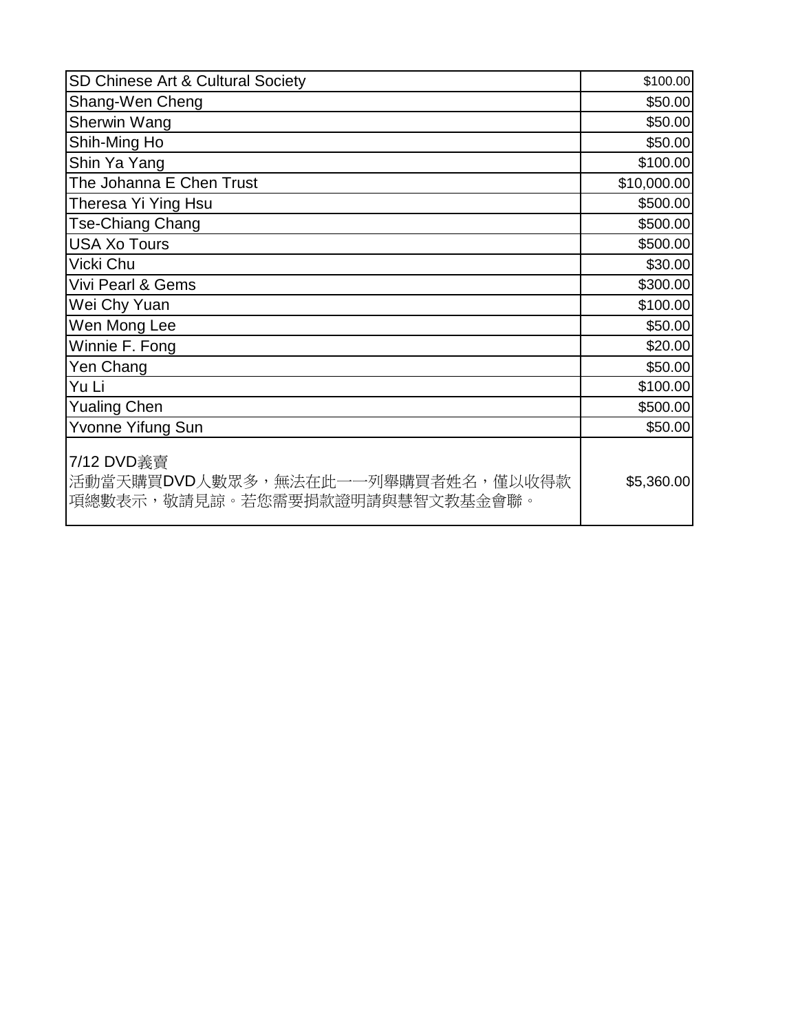| | |
|---|---|
| SD Chinese Art & Cultural Society | $100.00 |
| Shang-Wen Cheng | $50.00 |
| Sherwin Wang | $50.00 |
| Shih-Ming Ho | $50.00 |
| Shin Ya Yang | $100.00 |
| The Johanna E Chen Trust | $10,000.00 |
| Theresa Yi Ying Hsu | $500.00 |
| Tse-Chiang Chang | $500.00 |
| USA Xo Tours | $500.00 |
| Vicki Chu | $30.00 |
| Vivi Pearl & Gems | $300.00 |
| Wei Chy Yuan | $100.00 |
| Wen Mong Lee | $50.00 |
| Winnie F. Fong | $20.00 |
| Yen Chang | $50.00 |
| Yu Li | $100.00 |
| Yualing Chen | $500.00 |
| Yvonne Yifung Sun | $50.00 |
| 7/12 DVD義賣<br>活動當天購買DVD人數眾多，無法在此一一列舉購買者姓名，僅以收得款項總數表示，敬請見諒。若您需要捐款證明請與慧智文教基金會聯。 | $5,360.00 |